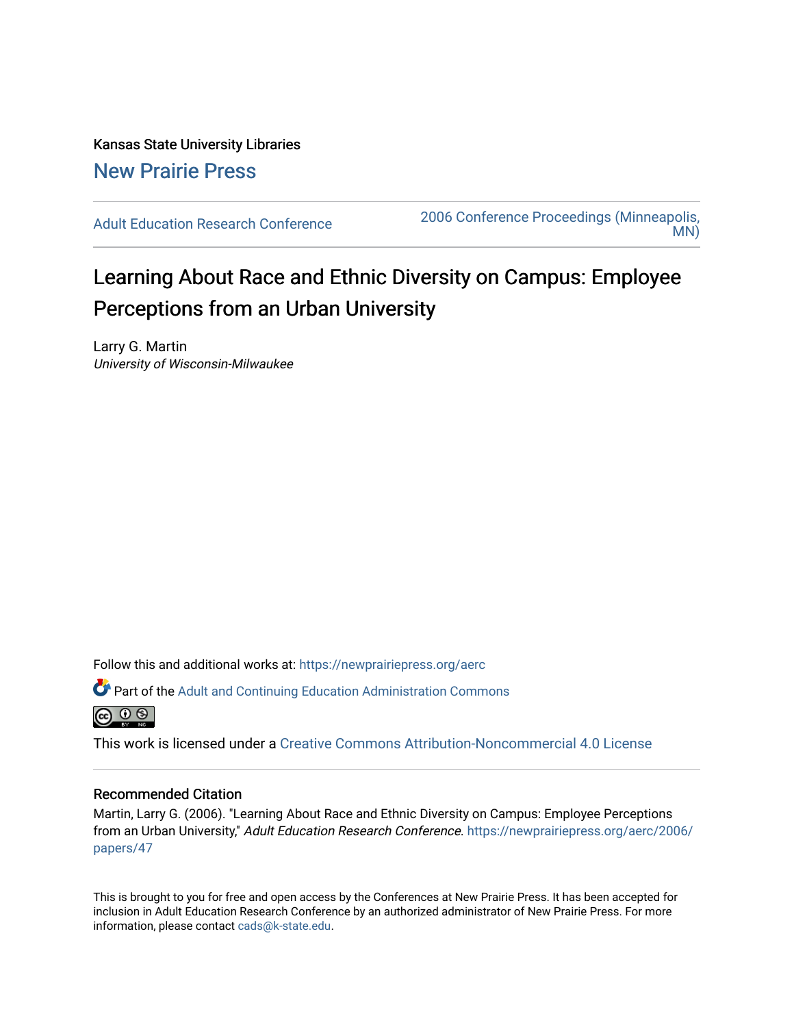Kansas State University Libraries

## New Prairie Press

Adult Education Research Conference

2006 Conference Proceedings (Minneapolis, MN)

# Learning About Race and Ethnic Diversity on Campus: Employee Perceptions from an Urban University

Larry G. Martin
*University of Wisconsin-Milwaukee*

Follow this and additional works at: https://newprairiepress.org/aerc

Part of the Adult and Continuing Education Administration Commons

This work is licensed under a Creative Commons Attribution-Noncommercial 4.0 License

### Recommended Citation

Martin, Larry G. (2006). "Learning About Race and Ethnic Diversity on Campus: Employee Perceptions from an Urban University," *Adult Education Research Conference*. https://newprairiepress.org/aerc/2006/papers/47

This is brought to you for free and open access by the Conferences at New Prairie Press. It has been accepted for inclusion in Adult Education Research Conference by an authorized administrator of New Prairie Press. For more information, please contact cads@k-state.edu.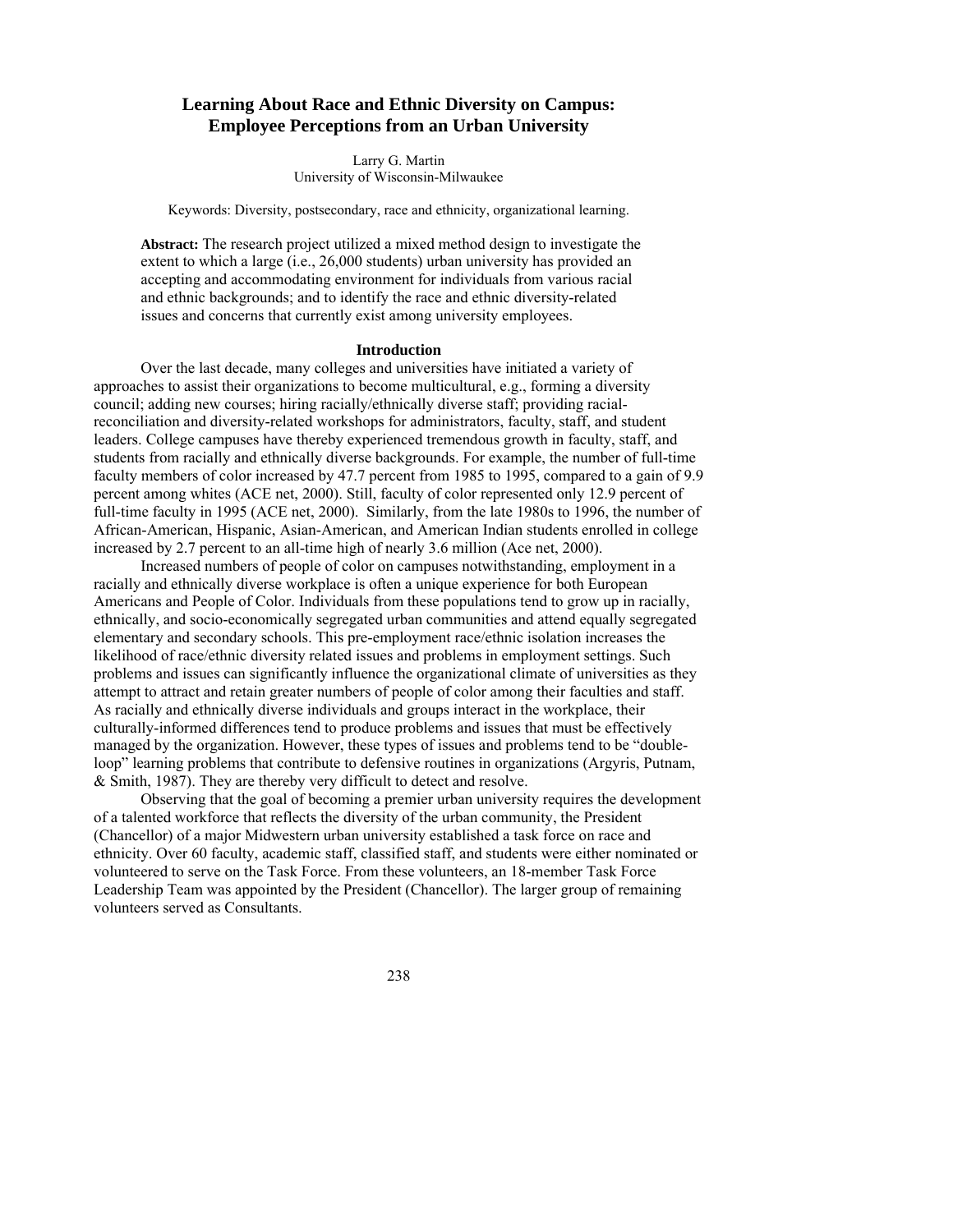# Learning About Race and Ethnic Diversity on Campus: Employee Perceptions from an Urban University

Larry G. Martin
University of Wisconsin-Milwaukee

Keywords: Diversity, postsecondary, race and ethnicity, organizational learning.

**Abstract:** The research project utilized a mixed method design to investigate the extent to which a large (i.e., 26,000 students) urban university has provided an accepting and accommodating environment for individuals from various racial and ethnic backgrounds; and to identify the race and ethnic diversity-related issues and concerns that currently exist among university employees.

## Introduction

Over the last decade, many colleges and universities have initiated a variety of approaches to assist their organizations to become multicultural, e.g., forming a diversity council; adding new courses; hiring racially/ethnically diverse staff; providing racial-reconciliation and diversity-related workshops for administrators, faculty, staff, and student leaders. College campuses have thereby experienced tremendous growth in faculty, staff, and students from racially and ethnically diverse backgrounds. For example, the number of full-time faculty members of color increased by 47.7 percent from 1985 to 1995, compared to a gain of 9.9 percent among whites (ACE net, 2000). Still, faculty of color represented only 12.9 percent of full-time faculty in 1995 (ACE net, 2000). Similarly, from the late 1980s to 1996, the number of African-American, Hispanic, Asian-American, and American Indian students enrolled in college increased by 2.7 percent to an all-time high of nearly 3.6 million (Ace net, 2000).

Increased numbers of people of color on campuses notwithstanding, employment in a racially and ethnically diverse workplace is often a unique experience for both European Americans and People of Color. Individuals from these populations tend to grow up in racially, ethnically, and socio-economically segregated urban communities and attend equally segregated elementary and secondary schools. This pre-employment race/ethnic isolation increases the likelihood of race/ethnic diversity related issues and problems in employment settings. Such problems and issues can significantly influence the organizational climate of universities as they attempt to attract and retain greater numbers of people of color among their faculties and staff. As racially and ethnically diverse individuals and groups interact in the workplace, their culturally-informed differences tend to produce problems and issues that must be effectively managed by the organization. However, these types of issues and problems tend to be "double-loop" learning problems that contribute to defensive routines in organizations (Argyris, Putnam, & Smith, 1987). They are thereby very difficult to detect and resolve.

Observing that the goal of becoming a premier urban university requires the development of a talented workforce that reflects the diversity of the urban community, the President (Chancellor) of a major Midwestern urban university established a task force on race and ethnicity. Over 60 faculty, academic staff, classified staff, and students were either nominated or volunteered to serve on the Task Force. From these volunteers, an 18-member Task Force Leadership Team was appointed by the President (Chancellor). The larger group of remaining volunteers served as Consultants.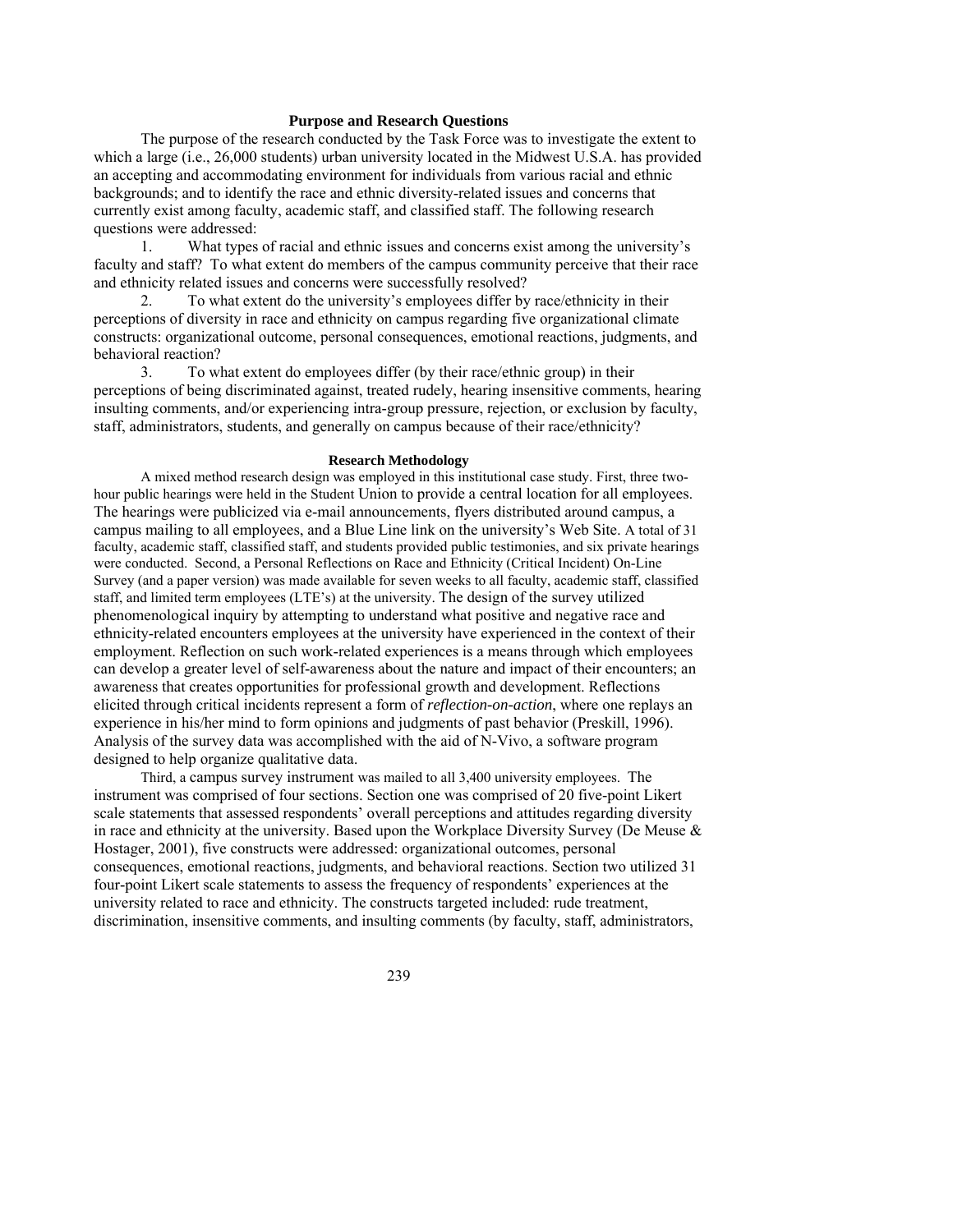## Purpose and Research Questions

The purpose of the research conducted by the Task Force was to investigate the extent to which a large (i.e., 26,000 students) urban university located in the Midwest U.S.A. has provided an accepting and accommodating environment for individuals from various racial and ethnic backgrounds; and to identify the race and ethnic diversity-related issues and concerns that currently exist among faculty, academic staff, and classified staff. The following research questions were addressed:

1. What types of racial and ethnic issues and concerns exist among the university's faculty and staff? To what extent do members of the campus community perceive that their race and ethnicity related issues and concerns were successfully resolved?

2. To what extent do the university's employees differ by race/ethnicity in their perceptions of diversity in race and ethnicity on campus regarding five organizational climate constructs: organizational outcome, personal consequences, emotional reactions, judgments, and behavioral reaction?

3. To what extent do employees differ (by their race/ethnic group) in their perceptions of being discriminated against, treated rudely, hearing insensitive comments, hearing insulting comments, and/or experiencing intra-group pressure, rejection, or exclusion by faculty, staff, administrators, students, and generally on campus because of their race/ethnicity?

## Research Methodology

A mixed method research design was employed in this institutional case study. First, three two-hour public hearings were held in the Student Union to provide a central location for all employees. The hearings were publicized via e-mail announcements, flyers distributed around campus, a campus mailing to all employees, and a Blue Line link on the university's Web Site. A total of 31 faculty, academic staff, classified staff, and students provided public testimonies, and six private hearings were conducted. Second, a Personal Reflections on Race and Ethnicity (Critical Incident) On-Line Survey (and a paper version) was made available for seven weeks to all faculty, academic staff, classified staff, and limited term employees (LTE's) at the university. The design of the survey utilized phenomenological inquiry by attempting to understand what positive and negative race and ethnicity-related encounters employees at the university have experienced in the context of their employment. Reflection on such work-related experiences is a means through which employees can develop a greater level of self-awareness about the nature and impact of their encounters; an awareness that creates opportunities for professional growth and development. Reflections elicited through critical incidents represent a form of *reflection-on-action*, where one replays an experience in his/her mind to form opinions and judgments of past behavior (Preskill, 1996). Analysis of the survey data was accomplished with the aid of N-Vivo, a software program designed to help organize qualitative data.

Third, a campus survey instrument was mailed to all 3,400 university employees. The instrument was comprised of four sections. Section one was comprised of 20 five-point Likert scale statements that assessed respondents' overall perceptions and attitudes regarding diversity in race and ethnicity at the university. Based upon the Workplace Diversity Survey (De Meuse & Hostager, 2001), five constructs were addressed: organizational outcomes, personal consequences, emotional reactions, judgments, and behavioral reactions. Section two utilized 31 four-point Likert scale statements to assess the frequency of respondents' experiences at the university related to race and ethnicity. The constructs targeted included: rude treatment, discrimination, insensitive comments, and insulting comments (by faculty, staff, administrators,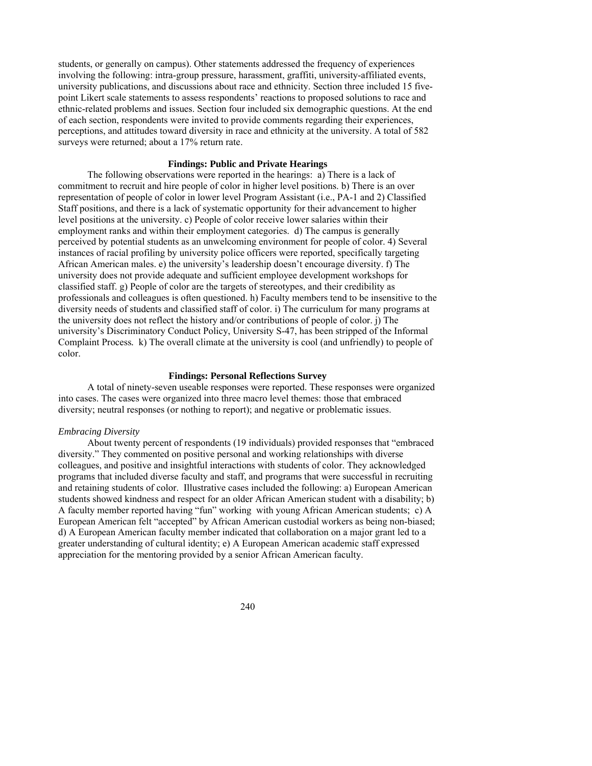students, or generally on campus). Other statements addressed the frequency of experiences involving the following: intra-group pressure, harassment, graffiti, university-affiliated events, university publications, and discussions about race and ethnicity. Section three included 15 five-point Likert scale statements to assess respondents' reactions to proposed solutions to race and ethnic-related problems and issues. Section four included six demographic questions. At the end of each section, respondents were invited to provide comments regarding their experiences, perceptions, and attitudes toward diversity in race and ethnicity at the university. A total of 582 surveys were returned; about a 17% return rate.

## Findings: Public and Private Hearings

The following observations were reported in the hearings: a) There is a lack of commitment to recruit and hire people of color in higher level positions. b) There is an over representation of people of color in lower level Program Assistant (i.e., PA-1 and 2) Classified Staff positions, and there is a lack of systematic opportunity for their advancement to higher level positions at the university. c) People of color receive lower salaries within their employment ranks and within their employment categories. d) The campus is generally perceived by potential students as an unwelcoming environment for people of color. 4) Several instances of racial profiling by university police officers were reported, specifically targeting African American males. e) the university's leadership doesn't encourage diversity. f) The university does not provide adequate and sufficient employee development workshops for classified staff. g) People of color are the targets of stereotypes, and their credibility as professionals and colleagues is often questioned. h) Faculty members tend to be insensitive to the diversity needs of students and classified staff of color. i) The curriculum for many programs at the university does not reflect the history and/or contributions of people of color. j) The university's Discriminatory Conduct Policy, University S-47, has been stripped of the Informal Complaint Process*.* k) The overall climate at the university is cool (and unfriendly) to people of color.

## Findings: Personal Reflections Survey

A total of ninety-seven useable responses were reported. These responses were organized into cases. The cases were organized into three macro level themes: those that embraced diversity; neutral responses (or nothing to report); and negative or problematic issues.

### *Embracing Diversity*

About twenty percent of respondents (19 individuals) provided responses that "embraced diversity." They commented on positive personal and working relationships with diverse colleagues, and positive and insightful interactions with students of color. They acknowledged programs that included diverse faculty and staff, and programs that were successful in recruiting and retaining students of color. Illustrative cases included the following: a) European American students showed kindness and respect for an older African American student with a disability; b) A faculty member reported having "fun" working with young African American students; c) A European American felt "accepted" by African American custodial workers as being non-biased; d) A European American faculty member indicated that collaboration on a major grant led to a greater understanding of cultural identity; e) A European American academic staff expressed appreciation for the mentoring provided by a senior African American faculty.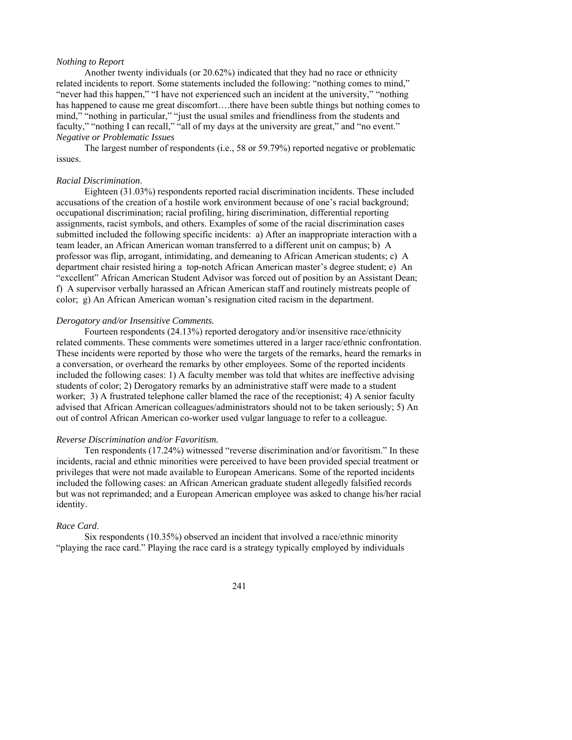*Nothing to Report*

Another twenty individuals (or 20.62%) indicated that they had no race or ethnicity related incidents to report. Some statements included the following: "nothing comes to mind," "never had this happen," "I have not experienced such an incident at the university," "nothing has happened to cause me great discomfort….there have been subtle things but nothing comes to mind," "nothing in particular," "just the usual smiles and friendliness from the students and faculty," "nothing I can recall," "all of my days at the university are great," and "no event."

*Negative or Problematic Issues*

The largest number of respondents (i.e., 58 or 59.79%) reported negative or problematic issues.

*Racial Discrimination*.

Eighteen (31.03%) respondents reported racial discrimination incidents. These included accusations of the creation of a hostile work environment because of one's racial background; occupational discrimination; racial profiling, hiring discrimination, differential reporting assignments, racist symbols, and others. Examples of some of the racial discrimination cases submitted included the following specific incidents: a) After an inappropriate interaction with a team leader, an African American woman transferred to a different unit on campus; b) A professor was flip, arrogant, intimidating, and demeaning to African American students; c) A department chair resisted hiring a top-notch African American master's degree student; e) An "excellent" African American Student Advisor was forced out of position by an Assistant Dean; f) A supervisor verbally harassed an African American staff and routinely mistreats people of color; g) An African American woman's resignation cited racism in the department.

*Derogatory and/or Insensitive Comments.*

Fourteen respondents (24.13%) reported derogatory and/or insensitive race/ethnicity related comments. These comments were sometimes uttered in a larger race/ethnic confrontation. These incidents were reported by those who were the targets of the remarks, heard the remarks in a conversation, or overheard the remarks by other employees. Some of the reported incidents included the following cases: 1) A faculty member was told that whites are ineffective advising students of color; 2) Derogatory remarks by an administrative staff were made to a student worker; 3) A frustrated telephone caller blamed the race of the receptionist; 4) A senior faculty advised that African American colleagues/administrators should not to be taken seriously; 5) An out of control African American co-worker used vulgar language to refer to a colleague.

*Reverse Discrimination and/or Favoritism.*

Ten respondents (17.24%) witnessed "reverse discrimination and/or favoritism." In these incidents, racial and ethnic minorities were perceived to have been provided special treatment or privileges that were not made available to European Americans. Some of the reported incidents included the following cases: an African American graduate student allegedly falsified records but was not reprimanded; and a European American employee was asked to change his/her racial identity.

*Race Card*.

Six respondents (10.35%) observed an incident that involved a race/ethnic minority "playing the race card." Playing the race card is a strategy typically employed by individuals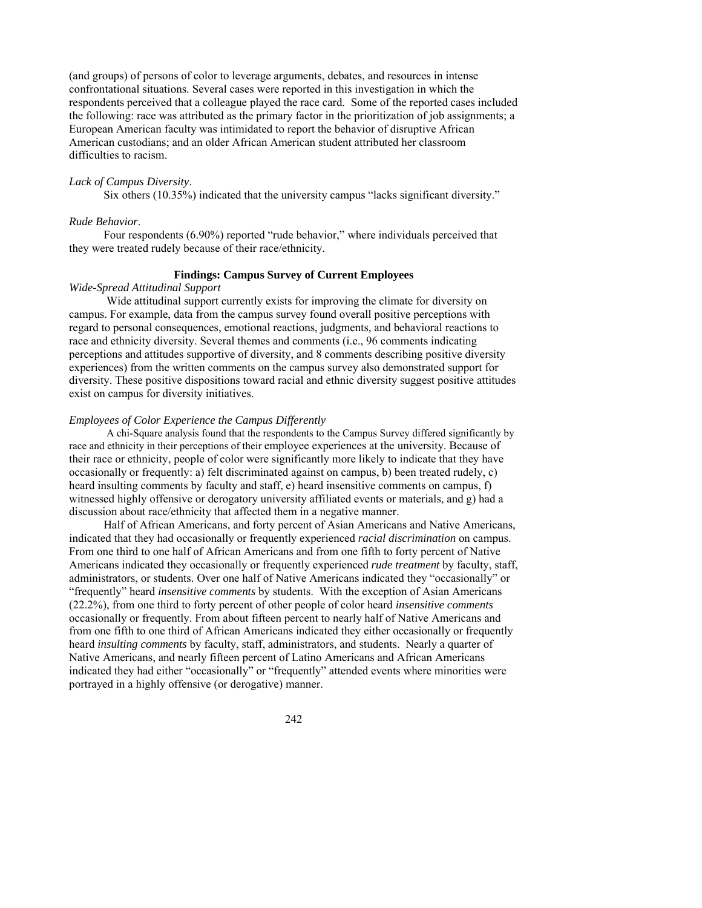(and groups) of persons of color to leverage arguments, debates, and resources in intense confrontational situations. Several cases were reported in this investigation in which the respondents perceived that a colleague played the race card. Some of the reported cases included the following: race was attributed as the primary factor in the prioritization of job assignments; a European American faculty was intimidated to report the behavior of disruptive African American custodians; and an older African American student attributed her classroom difficulties to racism.

*Lack of Campus Diversity*.

Six others (10.35%) indicated that the university campus "lacks significant diversity."

*Rude Behavior*.

Four respondents (6.90%) reported "rude behavior," where individuals perceived that they were treated rudely because of their race/ethnicity.

**Findings: Campus Survey of Current Employees**

*Wide-Spread Attitudinal Support*

Wide attitudinal support currently exists for improving the climate for diversity on campus. For example, data from the campus survey found overall positive perceptions with regard to personal consequences, emotional reactions, judgments, and behavioral reactions to race and ethnicity diversity. Several themes and comments (i.e., 96 comments indicating perceptions and attitudes supportive of diversity, and 8 comments describing positive diversity experiences) from the written comments on the campus survey also demonstrated support for diversity. These positive dispositions toward racial and ethnic diversity suggest positive attitudes exist on campus for diversity initiatives.

*Employees of Color Experience the Campus Differently*

A chi-Square analysis found that the respondents to the Campus Survey differed significantly by race and ethnicity in their perceptions of their employee experiences at the university. Because of their race or ethnicity, people of color were significantly more likely to indicate that they have occasionally or frequently: a) felt discriminated against on campus, b) been treated rudely, c) heard insulting comments by faculty and staff, e) heard insensitive comments on campus, f) witnessed highly offensive or derogatory university affiliated events or materials, and g) had a discussion about race/ethnicity that affected them in a negative manner.

Half of African Americans, and forty percent of Asian Americans and Native Americans, indicated that they had occasionally or frequently experienced *racial discrimination* on campus. From one third to one half of African Americans and from one fifth to forty percent of Native Americans indicated they occasionally or frequently experienced *rude treatment* by faculty, staff, administrators, or students. Over one half of Native Americans indicated they "occasionally" or "frequently" heard *insensitive comments* by students. With the exception of Asian Americans (22.2%), from one third to forty percent of other people of color heard *insensitive comments* occasionally or frequently. From about fifteen percent to nearly half of Native Americans and from one fifth to one third of African Americans indicated they either occasionally or frequently heard *insulting comments* by faculty, staff, administrators, and students. Nearly a quarter of Native Americans, and nearly fifteen percent of Latino Americans and African Americans indicated they had either "occasionally" or "frequently" attended events where minorities were portrayed in a highly offensive (or derogative) manner.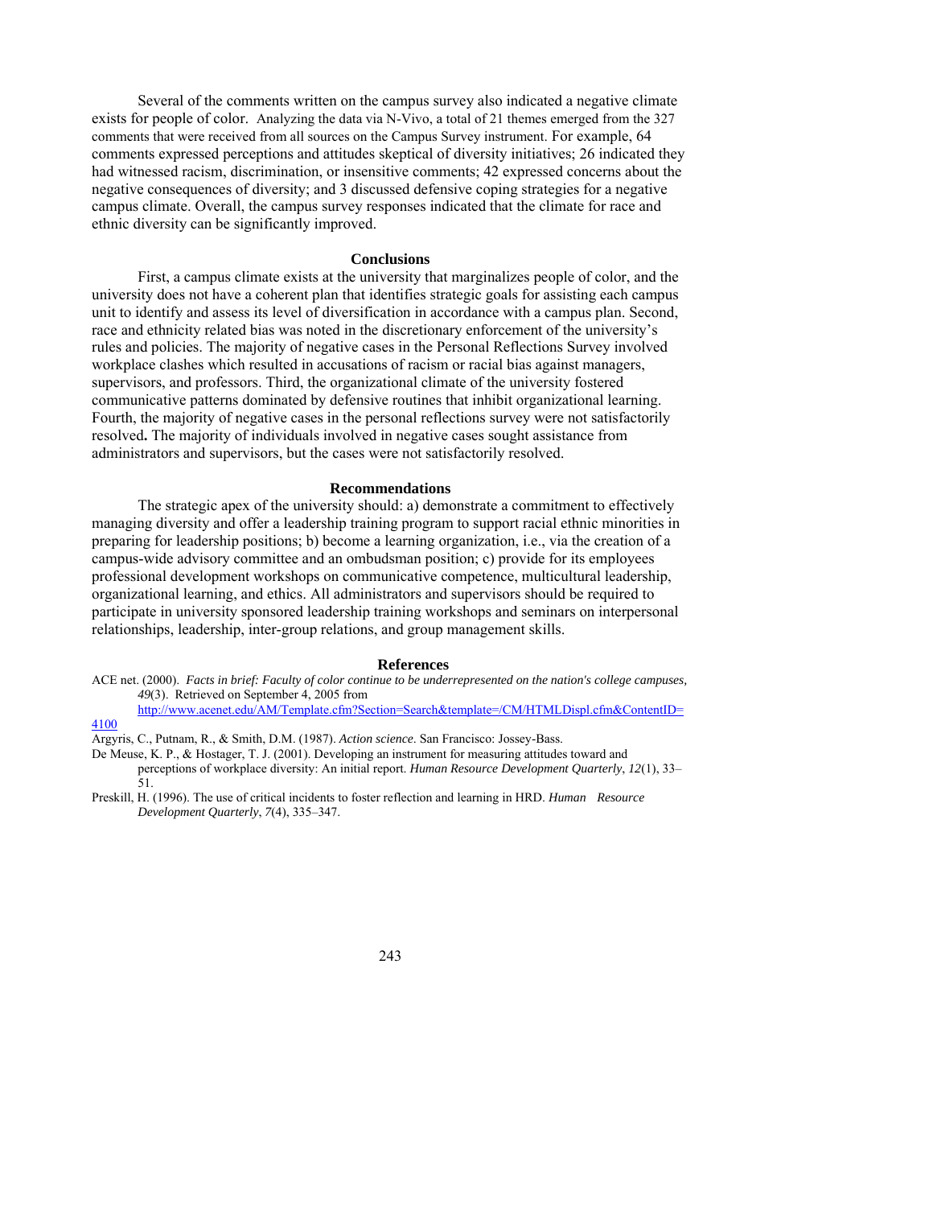Several of the comments written on the campus survey also indicated a negative climate exists for people of color. Analyzing the data via N-Vivo, a total of 21 themes emerged from the 327 comments that were received from all sources on the Campus Survey instrument. For example, 64 comments expressed perceptions and attitudes skeptical of diversity initiatives; 26 indicated they had witnessed racism, discrimination, or insensitive comments; 42 expressed concerns about the negative consequences of diversity; and 3 discussed defensive coping strategies for a negative campus climate. Overall, the campus survey responses indicated that the climate for race and ethnic diversity can be significantly improved.

## Conclusions

First, a campus climate exists at the university that marginalizes people of color, and the university does not have a coherent plan that identifies strategic goals for assisting each campus unit to identify and assess its level of diversification in accordance with a campus plan. Second, race and ethnicity related bias was noted in the discretionary enforcement of the university's rules and policies. The majority of negative cases in the Personal Reflections Survey involved workplace clashes which resulted in accusations of racism or racial bias against managers, supervisors, and professors. Third, the organizational climate of the university fostered communicative patterns dominated by defensive routines that inhibit organizational learning. Fourth, the majority of negative cases in the personal reflections survey were not satisfactorily resolved**.** The majority of individuals involved in negative cases sought assistance from administrators and supervisors, but the cases were not satisfactorily resolved.

## Recommendations

The strategic apex of the university should: a) demonstrate a commitment to effectively managing diversity and offer a leadership training program to support racial ethnic minorities in preparing for leadership positions; b) become a learning organization, i.e., via the creation of a campus-wide advisory committee and an ombudsman position; c) provide for its employees professional development workshops on communicative competence, multicultural leadership, organizational learning, and ethics. All administrators and supervisors should be required to participate in university sponsored leadership training workshops and seminars on interpersonal relationships, leadership, inter-group relations, and group management skills.

## References

ACE net. (2000). *Facts in brief: Faculty of color continue to be underrepresented on the nation's college campuses, 49*(3). Retrieved on September 4, 2005 from http://www.acenet.edu/AM/Template.cfm?Section=Search&template=/CM/HTMLDispl.cfm&ContentID=4100

Argyris, C., Putnam, R., & Smith, D.M. (1987). *Action science*. San Francisco: Jossey-Bass.

De Meuse, K. P., & Hostager, T. J. (2001). Developing an instrument for measuring attitudes toward and perceptions of workplace diversity: An initial report. *Human Resource Development Quarterly*, *12*(1), 33–51.

Preskill, H. (1996). The use of critical incidents to foster reflection and learning in HRD. *Human Resource Development Quarterly*, *7*(4), 335–347.